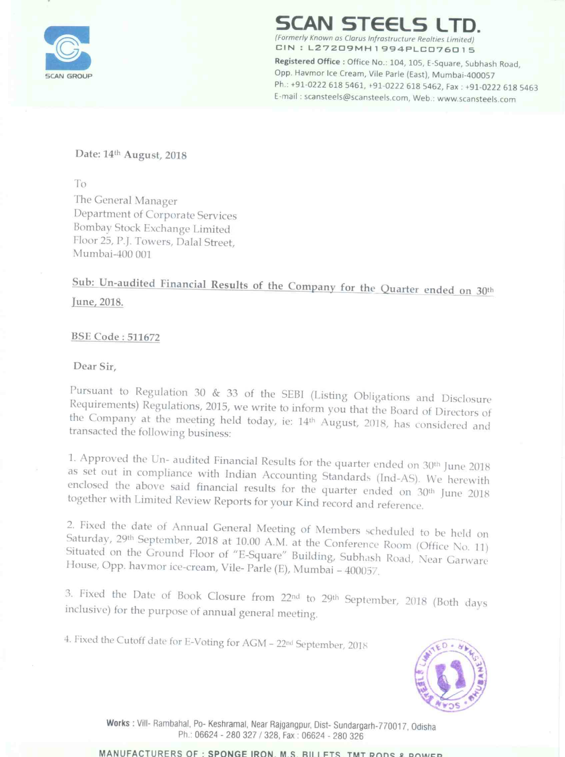# SCAN STEELS LTD.

*(Formerly Known as Clarus Infrastructure Realties Limited)*

CIN : L27209MH1994PLC076015

**Registered Office :** Office No.: 104, 105, E-Square, Subhash Road, Opp. Havmor Ice Cream, Vile Parle (East), Mumbai-400057

Ph.: +91-0222 618 5461, +91-0222 618 5462, Fax : +91-0222 618 5463

E-mail : scansteels@scansteels.com, Web.: www.scansteels.com

Date: 14th August, 2018

To

The General Manager
Department of Corporate Services
Bombay Stock Exchange Limited
Floor 25, P.J. Towers, Dalal Street,
Mumbai-400 001

**Sub: Un-audited Financial Results of the Company for the Quarter ended on 30th June, 2018.**

**BSE Code : 511672**

Dear Sir,

Pursuant to Regulation 30 & 33 of the SEBI (Listing Obligations and Disclosure Requirements) Regulations, 2015, we write to inform you that the Board of Directors of the Company at the meeting held today, ie: 14th August, 2018, has considered and transacted the following business:

1. Approved the Un- audited Financial Results for the quarter ended on 30th June 2018 as set out in compliance with Indian Accounting Standards (Ind-AS). We herewith enclosed the above said financial results for the quarter ended on 30th June 2018 together with Limited Review Reports for your Kind record and reference.

2. Fixed the date of Annual General Meeting of Members scheduled to be held on Saturday, 29th September, 2018 at 10.00 A.M. at the Conference Room (Office No. 11) Situated on the Ground Floor of "E-Square" Building, Subhash Road, Near Garware House, Opp. havmor ice-cream, Vile- Parle (E), Mumbai – 400057.

3. Fixed the Date of Book Closure from 22nd to 29th September, 2018 (Both days inclusive) for the purpose of annual general meeting.

4. Fixed the Cutoff date for E-Voting for AGM – 22nd September, 2018

**Works :** Vill- Rambahal, Po- Keshramal, Near Rajgangpur, Dist- Sundargarh-770017, Odisha
Ph.: 06624 - 280 327 / 328, Fax : 06624 - 280 326

MANUFACTURERS OF : SPONGE IRON, M.S. BILLETS, TMT RODS & POWER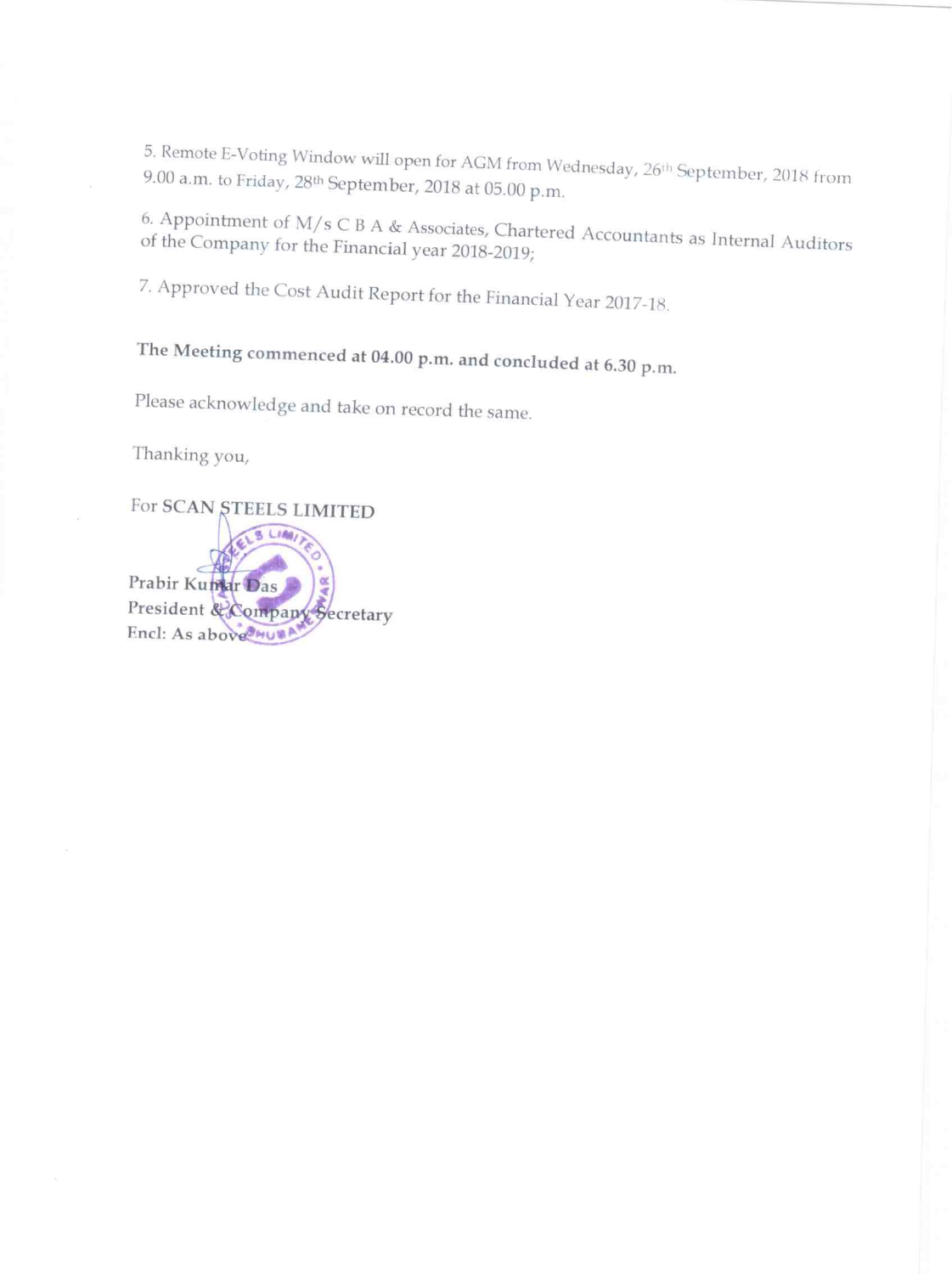5. Remote E-Voting Window will open for AGM from Wednesday, 26th September, 2018 from 9.00 a.m. to Friday, 28th September, 2018 at 05.00 p.m.

6. Appointment of M/s C B A & Associates, Chartered Accountants as Internal Auditors of the Company for the Financial year 2018-2019;

7. Approved the Cost Audit Report for the Financial Year 2017-18.

**The Meeting commenced at 04.00 p.m. and concluded at 6.30 p.m.**

Please acknowledge and take on record the same.

Thanking you,

For **SCAN STEELS LIMITED**

**Prabir Kumar Das**
**President & Company Secretary**
**Encl: As above**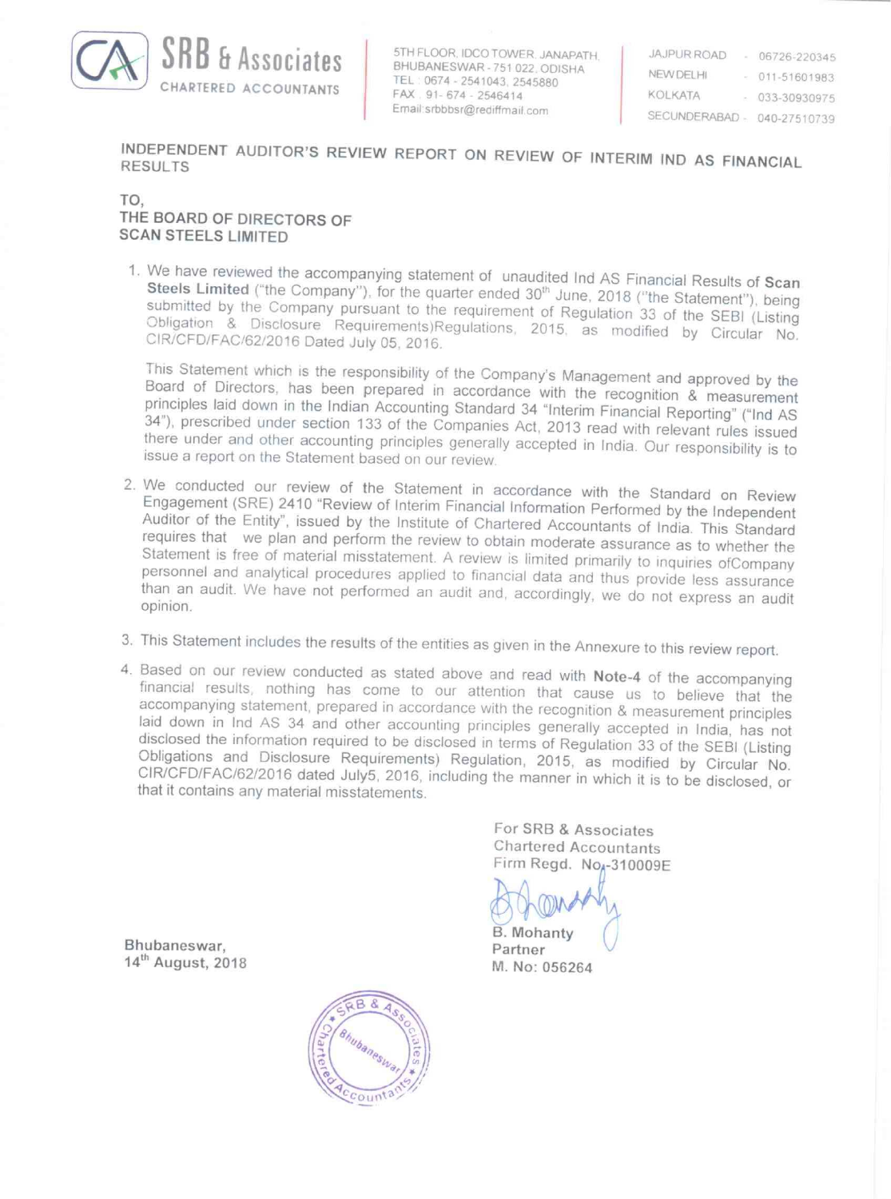**SRB & Associates**
CHARTERED ACCOUNTANTS

5TH FLOOR, IDCO TOWER, JANAPATH, BHUBANESWAR - 751 022, ODISHA
TEL : 0674 - 2541043, 2545880
FAX : 91- 674 - 2546414
Email:srbbbsr@rediffmail.com

JAJPUR ROAD - 06726-220345
NEW DELHI - 011-51601983
KOLKATA - 033-30930975
SECUNDERABAD - 040-27510739

## INDEPENDENT AUDITOR'S REVIEW REPORT ON REVIEW OF INTERIM IND AS FINANCIAL RESULTS

TO,
**THE BOARD OF DIRECTORS OF**
**SCAN STEELS LIMITED**

1. We have reviewed the accompanying statement of unaudited Ind AS Financial Results of **Scan Steels Limited** ("the Company"), for the quarter ended 30th June, 2018 ("the Statement"), being submitted by the Company pursuant to the requirement of Regulation 33 of the SEBI (Listing Obligation & Disclosure Requirements)Regulations, 2015, as modified by Circular No. CIR/CFD/FAC/62/2016 Dated July 05, 2016.

   This Statement which is the responsibility of the Company's Management and approved by the Board of Directors, has been prepared in accordance with the recognition & measurement principles laid down in the Indian Accounting Standard 34 "Interim Financial Reporting" ("Ind AS 34"), prescribed under section 133 of the Companies Act, 2013 read with relevant rules issued there under and other accounting principles generally accepted in India. Our responsibility is to issue a report on the Statement based on our review.

2. We conducted our review of the Statement in accordance with the Standard on Review Engagement (SRE) 2410 "Review of Interim Financial Information Performed by the Independent Auditor of the Entity", issued by the Institute of Chartered Accountants of India. This Standard requires that we plan and perform the review to obtain moderate assurance as to whether the Statement is free of material misstatement. A review is limited primarily to inquiries ofCompany personnel and analytical procedures applied to financial data and thus provide less assurance than an audit. We have not performed an audit and, accordingly, we do not express an audit opinion.

3. This Statement includes the results of the entities as given in the Annexure to this review report.

4. Based on our review conducted as stated above and read with **Note-4** of the accompanying financial results, nothing has come to our attention that cause us to believe that the accompanying statement, prepared in accordance with the recognition & measurement principles laid down in Ind AS 34 and other accounting principles generally accepted in India, has not disclosed the information required to be disclosed in terms of Regulation 33 of the SEBI (Listing Obligations and Disclosure Requirements) Regulation, 2015, as modified by Circular No. CIR/CFD/FAC/62/2016 dated July5, 2016, including the manner in which it is to be disclosed, or that it contains any material misstatements.

For SRB & Associates
Chartered Accountants
Firm Regd. No.-310009E

B. Mohanty
Partner
M. No: 056264

Bhubaneswar,
14th August, 2018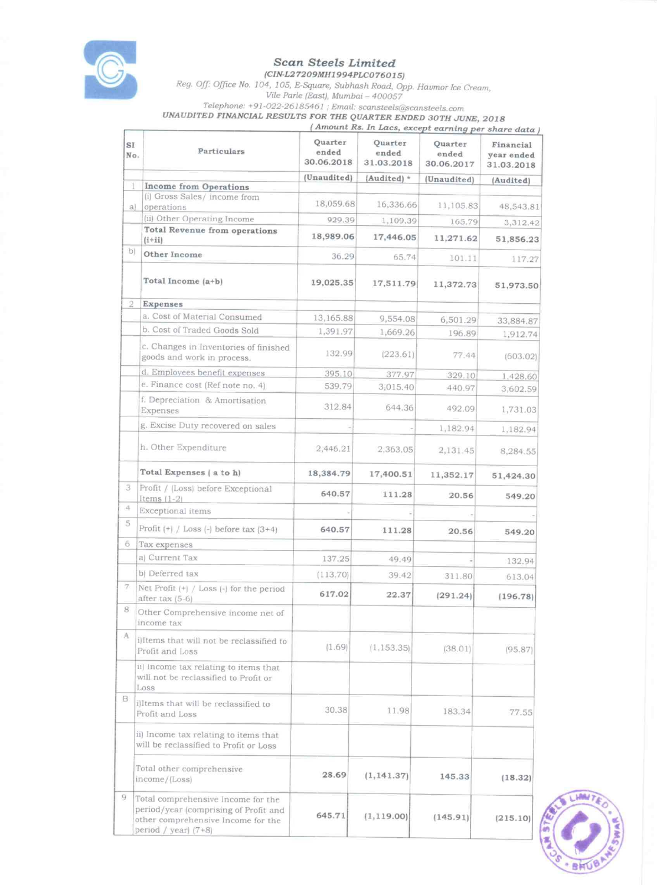# Scan Steels Limited

*(CIN-L27209MH1994PLC076015)*

*Reg. Off: Office No. 104, 105, E-Square, Subhash Road, Opp. Havmor Ice Cream, Vile Parle (East), Mumbai – 400057*

*Telephone: +91-022-26185461 ; Email: scansteels@scansteels.com*

**UNAUDITED FINANCIAL RESULTS FOR THE QUARTER ENDED 30TH JUNE, 2018**

*(Amount Rs. In Lacs, except earning per share data)*

| Sl No. | Particulars | Quarter ended 30.06.2018 | Quarter ended 31.03.2018 | Quarter ended 30.06.2017 | Financial year ended 31.03.2018 |
|---|---|---|---|---|---|
| | | (Unaudited) | (Audited) * | (Unaudited) | (Audited) |
| 1 | **Income from Operations** | | | | |
| a) | (i) Gross Sales/ income from operations | 18,059.68 | 16,336.66 | 11,105.83 | 48,543.81 |
| | (ii) Other Operating Income | 929.39 | 1,109.39 | 165.79 | 3,312.42 |
| | **Total Revenue from operations (i+ii)** | **18,989.06** | **17,446.05** | **11,271.62** | **51,856.23** |
| b) | **Other Income** | 36.29 | 65.74 | 101.11 | 117.27 |
| | **Total Income (a+b)** | **19,025.35** | **17,511.79** | **11,372.73** | **51,973.50** |
| 2 | **Expenses** | | | | |
| | a. Cost of Material Consumed | 13,165.88 | 9,554.08 | 6,501.29 | 33,884.87 |
| | b. Cost of Traded Goods Sold | 1,391.97 | 1,669.26 | 196.89 | 1,912.74 |
| | c. Changes in Inventories of finished goods and work in process. | 132.99 | (223.61) | 77.44 | (603.02) |
| | d. Employees benefit expenses | 395.10 | 377.97 | 329.10 | 1,428.60 |
| | e. Finance cost (Ref note no. 4) | 539.79 | 3,015.40 | 440.97 | 3,602.59 |
| | f. Depreciation & Amortisation Expenses | 312.84 | 644.36 | 492.09 | 1,731.03 |
| | g. Excise Duty recovered on sales | - | - | 1,182.94 | 1,182.94 |
| | h. Other Expenditure | 2,446.21 | 2,363.05 | 2,131.45 | 8,284.55 |
| | **Total Expenses ( a to h)** | **18,384.79** | **17,400.51** | **11,352.17** | **51,424.30** |
| 3 | Profit / (Loss) before Exceptional Items (1-2) | **640.57** | **111.28** | **20.56** | **549.20** |
| 4 | Exceptional items | - | - | - | - |
| 5 | Profit (+) / Loss (-) before tax (3+4) | **640.57** | **111.28** | **20.56** | **549.20** |
| 6 | Tax expenses | | | | |
| | a) Current Tax | 137.25 | 49.49 | - | 132.94 |
| | b) Deferred tax | (113.70) | 39.42 | 311.80 | 613.04 |
| 7 | Net Profit (+) / Loss (-) for the period after tax (5-6) | **617.02** | **22.37** | **(291.24)** | **(196.78)** |
| 8 | Other Comprehensive income net of income tax | | | | |
| A | i)Items that will not be reclassified to Profit and Loss | (1.69) | (1,153.35) | (38.01) | (95.87) |
| | ii) Income tax relating to items that will not be reclassified to Profit or Loss | | | | |
| B | i)Items that will be reclassified to Profit and Loss | 30.38 | 11.98 | 183.34 | 77.55 |
| | ii) Income tax relating to items that will be reclassified to Profit or Loss | | | | |
| | Total other comprehensive income/(Loss) | **28.69** | **(1,141.37)** | **145.33** | **(18.32)** |
| 9 | Total comprehensive Income for the period/year (comprising of Profit and other comprehensive Income for the period / year) (7+8) | **645.71** | **(1,119.00)** | **(145.91)** | **(215.10)** |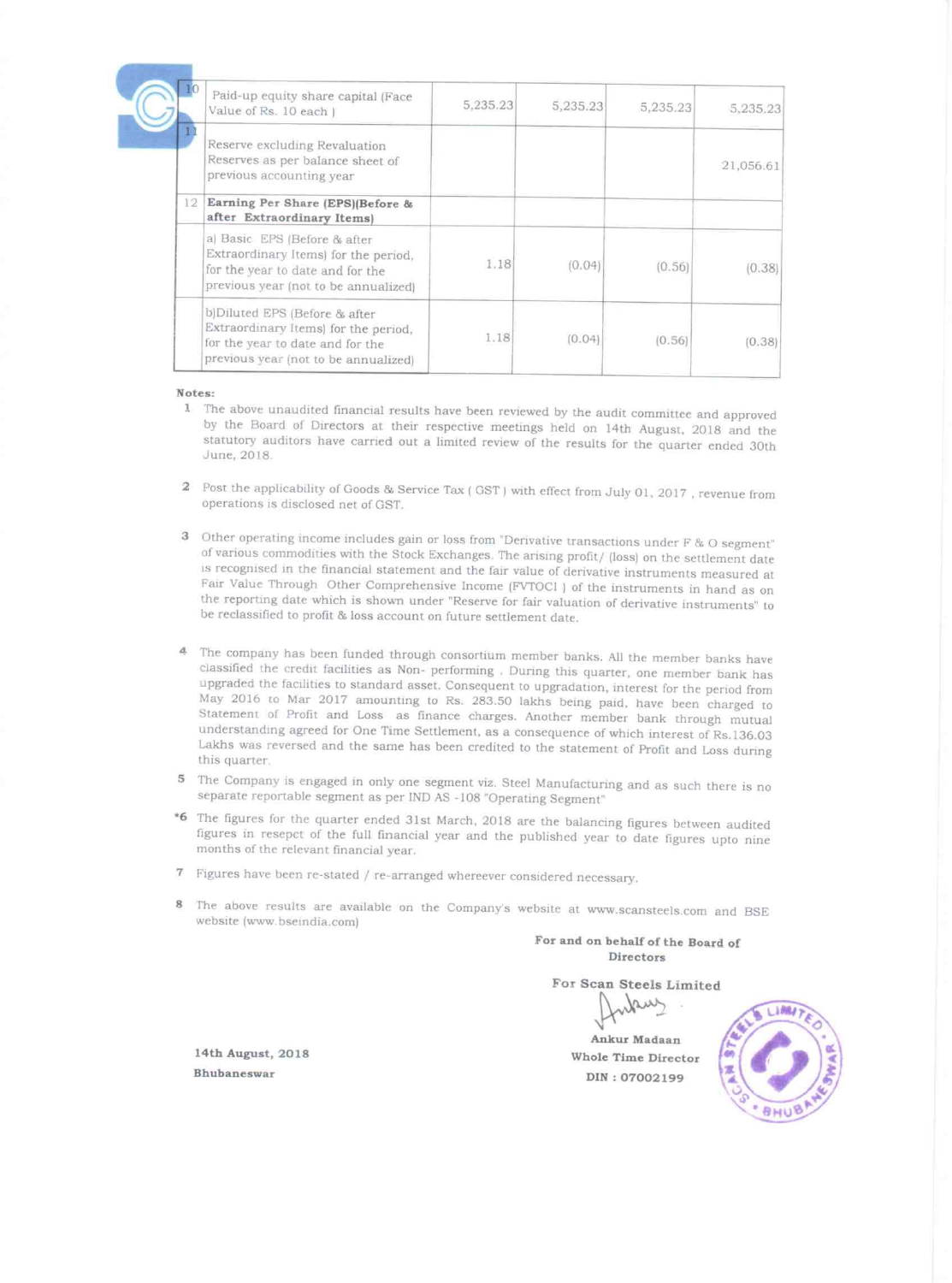| | | | | | |
|---|---|---|---|---|---|
| 10 | Paid-up equity share capital (Face Value of Rs. 10 each ) | 5,235.23 | 5,235.23 | 5,235.23 | 5,235.23 |
| 11 | Reserve excluding Revaluation Reserves as per balance sheet of previous accounting year | | | | 21,056.61 |
| 12 | **Earning Per Share (EPS)(Before & after Extraordinary Items)** | | | | |
| | a) Basic EPS (Before & after Extraordinary Items) for the period, for the year to date and for the previous year (not to be annualized) | 1.18 | (0.04) | (0.56) | (0.38) |
| | b)Diluted EPS (Before & after Extraordinary Items) for the period, for the year to date and for the previous year (not to be annualized) | 1.18 | (0.04) | (0.56) | (0.38) |

**Notes:**

1 The above unaudited financial results have been reviewed by the audit committee and approved by the Board of Directors at their respective meetings held on 14th August, 2018 and the statutory auditors have carried out a limited review of the results for the quarter ended 30th June, 2018.

2 Post the applicability of Goods & Service Tax ( GST ) with effect from July 01, 2017 , revenue from operations is disclosed net of GST.

3 Other operating income includes gain or loss from "Derivative transactions under F & O segment" of various commodities with the Stock Exchanges. The arising profit/ (loss) on the settlement date is recognised in the financial statement and the fair value of derivative instruments measured at Fair Value Through Other Comprehensive Income (FVTOCI ) of the instruments in hand as on the reporting date which is shown under "Reserve for fair valuation of derivative instruments" to be reclassified to profit & loss account on future settlement date.

4 The company has been funded through consortium member banks. All the member banks have classified the credit facilities as Non- performing . During this quarter, one member bank has upgraded the facilities to standard asset. Consequent to upgradation, interest for the period from May 2016 to Mar 2017 amounting to Rs. 283.50 lakhs being paid, have been charged to Statement of Profit and Loss as finance charges. Another member bank through mutual understanding agreed for One Time Settlement, as a consequence of which interest of Rs.136.03 Lakhs was reversed and the same has been credited to the statement of Profit and Loss during this quarter.

5 The Company is engaged in only one segment viz. Steel Manufacturing and as such there is no separate reportable segment as per IND AS -108 "Operating Segment"

*6 The figures for the quarter ended 31st March, 2018 are the balancing figures between audited figures in resepct of the full financial year and the published year to date figures upto nine months of the relevant financial year.

7 Figures have been re-stated / re-arranged whereever considered necessary.

8 The above results are available on the Company's website at www.scansteels.com and BSE website (www.bseindia.com)

**For and on behalf of the Board of Directors**

**For Scan Steels Limited**

**Ankur Madaan**
**Whole Time Director**
**DIN : 07002199**

**14th August, 2018**
**Bhubaneswar**